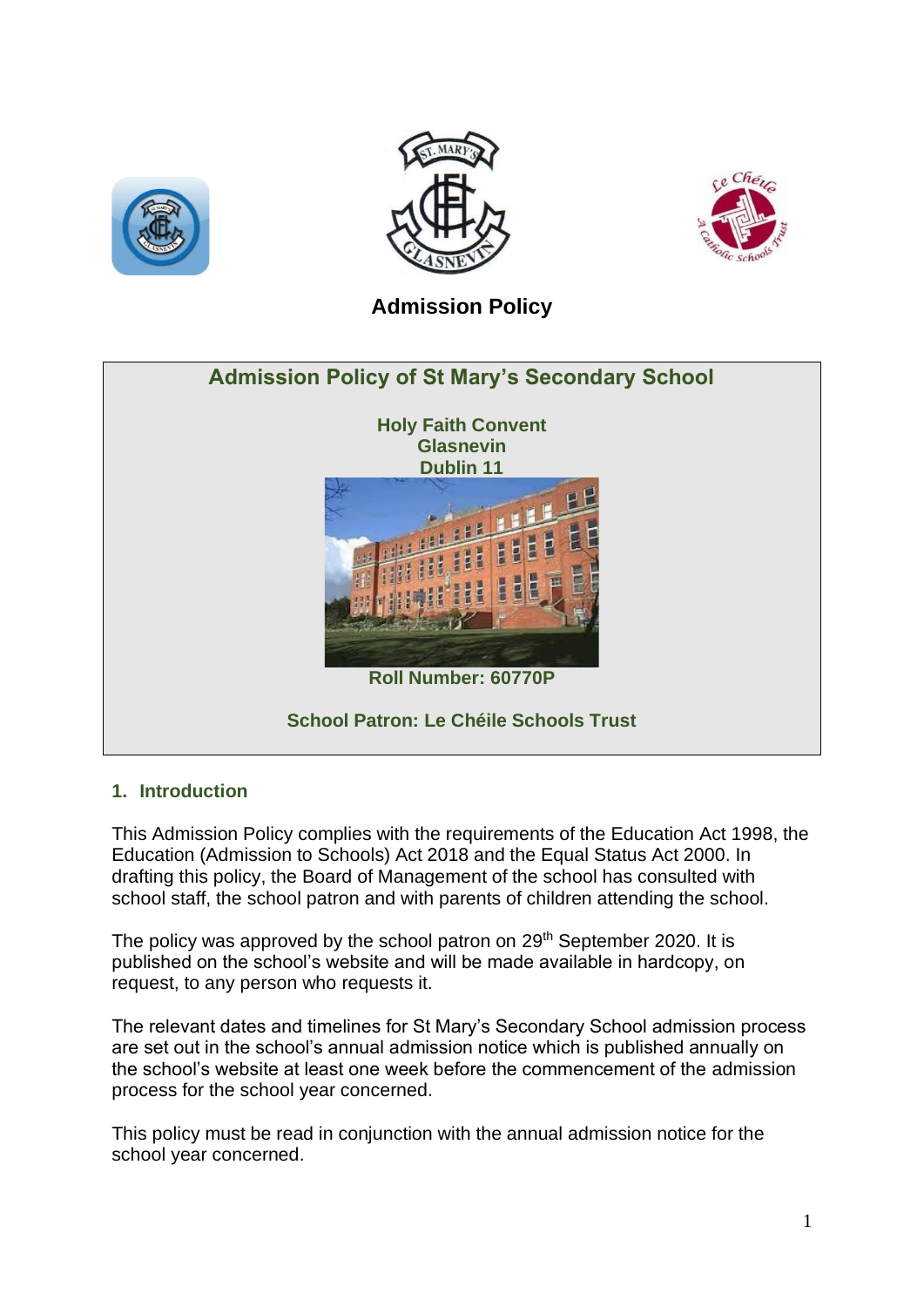# Admission Policy

## Admission Policy of St Mary's Secondary School

**Holy Faith Convent**
**Glasnevin**
**Dublin 11**

**Roll Number: 60770P**

**School Patron: Le Chéile Schools Trust**

## 1. Introduction

This Admission Policy complies with the requirements of the Education Act 1998, the Education (Admission to Schools) Act 2018 and the Equal Status Act 2000. In drafting this policy, the Board of Management of the school has consulted with school staff, the school patron and with parents of children attending the school.

The policy was approved by the school patron on 29th September 2020. It is published on the school's website and will be made available in hardcopy, on request, to any person who requests it.

The relevant dates and timelines for St Mary's Secondary School admission process are set out in the school's annual admission notice which is published annually on the school's website at least one week before the commencement of the admission process for the school year concerned.

This policy must be read in conjunction with the annual admission notice for the school year concerned.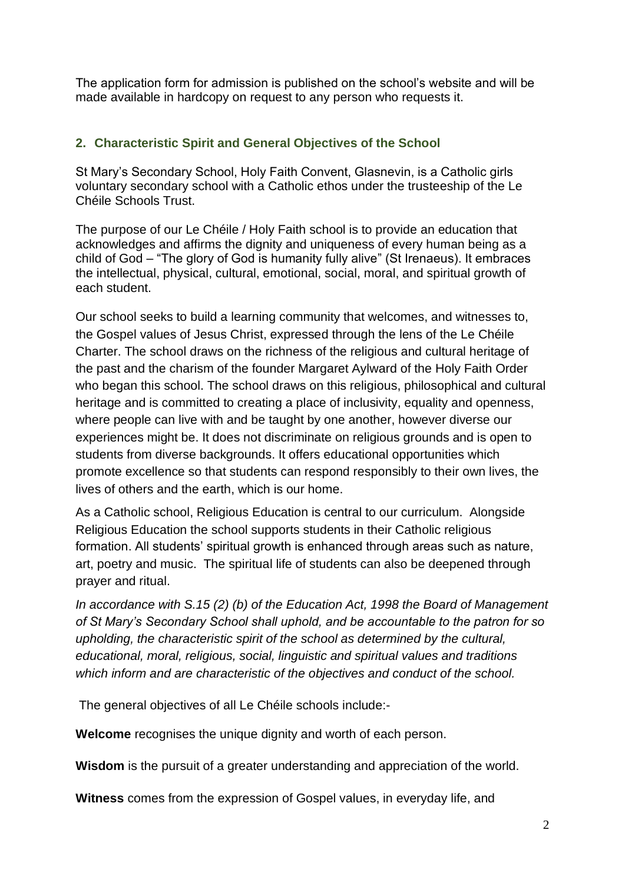The application form for admission is published on the school's website and will be made available in hardcopy on request to any person who requests it.

## 2. Characteristic Spirit and General Objectives of the School

St Mary's Secondary School, Holy Faith Convent, Glasnevin, is a Catholic girls voluntary secondary school with a Catholic ethos under the trusteeship of the Le Chéile Schools Trust.

The purpose of our Le Chéile / Holy Faith school is to provide an education that acknowledges and affirms the dignity and uniqueness of every human being as a child of God – "The glory of God is humanity fully alive" (St Irenaeus). It embraces the intellectual, physical, cultural, emotional, social, moral, and spiritual growth of each student.

Our school seeks to build a learning community that welcomes, and witnesses to, the Gospel values of Jesus Christ, expressed through the lens of the Le Chéile Charter. The school draws on the richness of the religious and cultural heritage of the past and the charism of the founder Margaret Aylward of the Holy Faith Order who began this school. The school draws on this religious, philosophical and cultural heritage and is committed to creating a place of inclusivity, equality and openness, where people can live with and be taught by one another, however diverse our experiences might be. It does not discriminate on religious grounds and is open to students from diverse backgrounds. It offers educational opportunities which promote excellence so that students can respond responsibly to their own lives, the lives of others and the earth, which is our home.

As a Catholic school, Religious Education is central to our curriculum. Alongside Religious Education the school supports students in their Catholic religious formation. All students' spiritual growth is enhanced through areas such as nature, art, poetry and music. The spiritual life of students can also be deepened through prayer and ritual.

*In accordance with S.15 (2) (b) of the Education Act, 1998 the Board of Management of St Mary's Secondary School shall uphold, and be accountable to the patron for so upholding, the characteristic spirit of the school as determined by the cultural, educational, moral, religious, social, linguistic and spiritual values and traditions which inform and are characteristic of the objectives and conduct of the school.*

The general objectives of all Le Chéile schools include:-

**Welcome** recognises the unique dignity and worth of each person.

**Wisdom** is the pursuit of a greater understanding and appreciation of the world.

**Witness** comes from the expression of Gospel values, in everyday life, and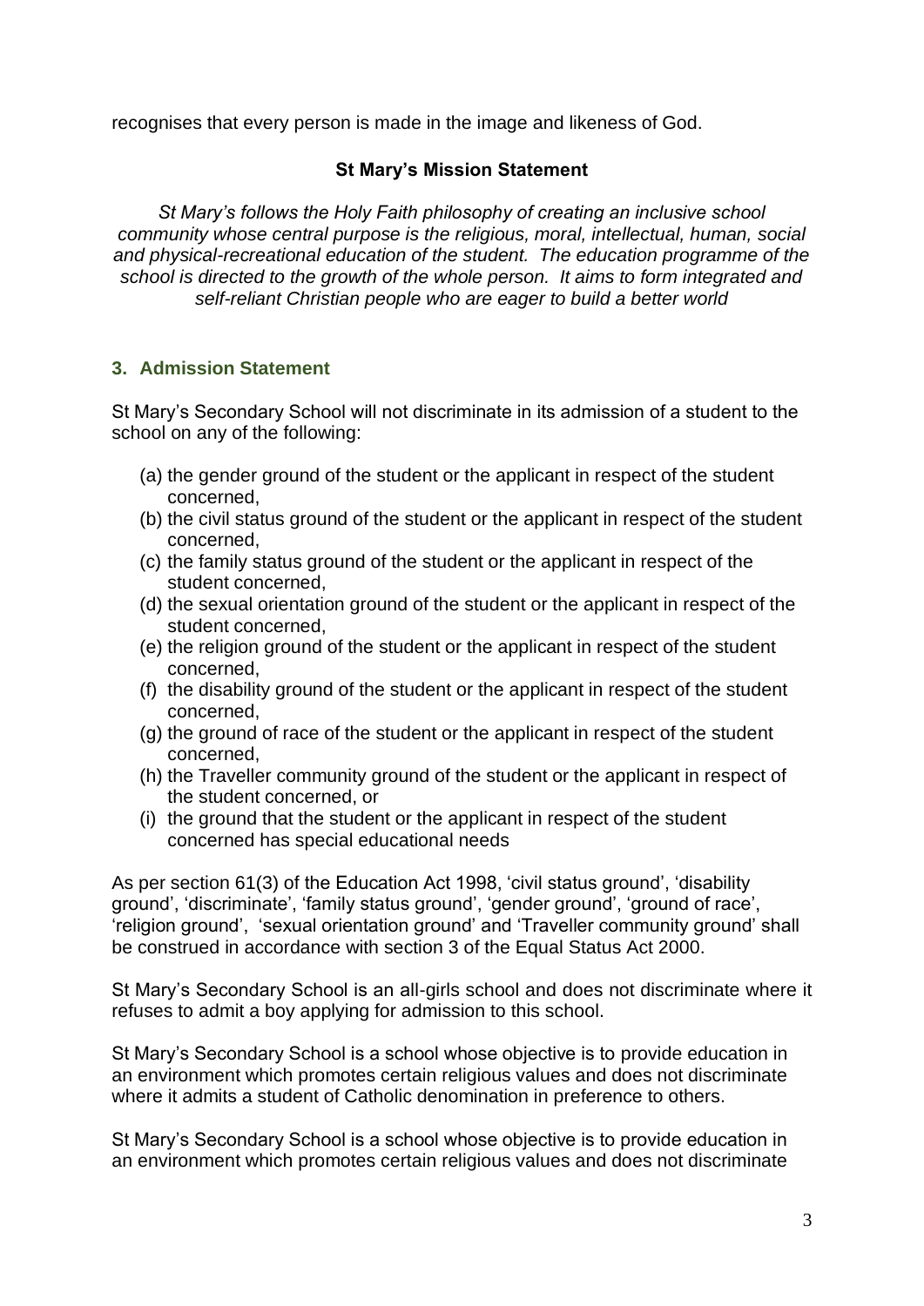recognises that every person is made in the image and likeness of God.

**St Mary's Mission Statement**

*St Mary's follows the Holy Faith philosophy of creating an inclusive school community whose central purpose is the religious, moral, intellectual, human, social and physical-recreational education of the student. The education programme of the school is directed to the growth of the whole person. It aims to form integrated and self-reliant Christian people who are eager to build a better world*

### 3. Admission Statement

St Mary's Secondary School will not discriminate in its admission of a student to the school on any of the following:

(a) the gender ground of the student or the applicant in respect of the student concerned,
(b) the civil status ground of the student or the applicant in respect of the student concerned,
(c) the family status ground of the student or the applicant in respect of the student concerned,
(d) the sexual orientation ground of the student or the applicant in respect of the student concerned,
(e) the religion ground of the student or the applicant in respect of the student concerned,
(f) the disability ground of the student or the applicant in respect of the student concerned,
(g) the ground of race of the student or the applicant in respect of the student concerned,
(h) the Traveller community ground of the student or the applicant in respect of the student concerned, or
(i) the ground that the student or the applicant in respect of the student concerned has special educational needs

As per section 61(3) of the Education Act 1998, 'civil status ground', 'disability ground', 'discriminate', 'family status ground', 'gender ground', 'ground of race', 'religion ground', 'sexual orientation ground' and 'Traveller community ground' shall be construed in accordance with section 3 of the Equal Status Act 2000.

St Mary's Secondary School is an all-girls school and does not discriminate where it refuses to admit a boy applying for admission to this school.

St Mary's Secondary School is a school whose objective is to provide education in an environment which promotes certain religious values and does not discriminate where it admits a student of Catholic denomination in preference to others.

St Mary's Secondary School is a school whose objective is to provide education in an environment which promotes certain religious values and does not discriminate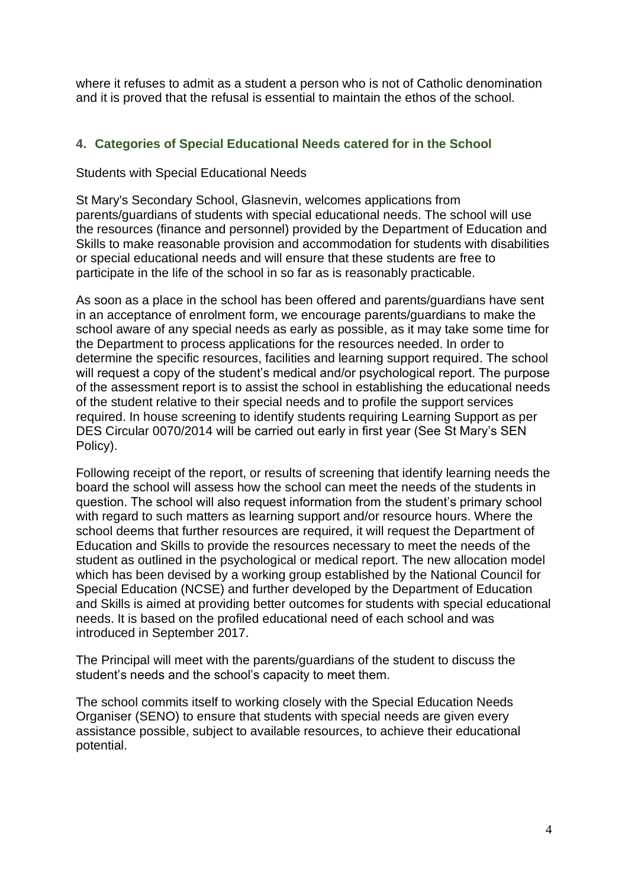where it refuses to admit as a student a person who is not of Catholic denomination and it is proved that the refusal is essential to maintain the ethos of the school.

## 4. Categories of Special Educational Needs catered for in the School

Students with Special Educational Needs

St Mary's Secondary School, Glasnevin, welcomes applications from parents/guardians of students with special educational needs. The school will use the resources (finance and personnel) provided by the Department of Education and Skills to make reasonable provision and accommodation for students with disabilities or special educational needs and will ensure that these students are free to participate in the life of the school in so far as is reasonably practicable.

As soon as a place in the school has been offered and parents/guardians have sent in an acceptance of enrolment form, we encourage parents/guardians to make the school aware of any special needs as early as possible, as it may take some time for the Department to process applications for the resources needed. In order to determine the specific resources, facilities and learning support required. The school will request a copy of the student's medical and/or psychological report. The purpose of the assessment report is to assist the school in establishing the educational needs of the student relative to their special needs and to profile the support services required. In house screening to identify students requiring Learning Support as per DES Circular 0070/2014 will be carried out early in first year (See St Mary's SEN Policy).

Following receipt of the report, or results of screening that identify learning needs the board the school will assess how the school can meet the needs of the students in question. The school will also request information from the student's primary school with regard to such matters as learning support and/or resource hours. Where the school deems that further resources are required, it will request the Department of Education and Skills to provide the resources necessary to meet the needs of the student as outlined in the psychological or medical report. The new allocation model which has been devised by a working group established by the National Council for Special Education (NCSE) and further developed by the Department of Education and Skills is aimed at providing better outcomes for students with special educational needs. It is based on the profiled educational need of each school and was introduced in September 2017.

The Principal will meet with the parents/guardians of the student to discuss the student's needs and the school's capacity to meet them.

The school commits itself to working closely with the Special Education Needs Organiser (SENO) to ensure that students with special needs are given every assistance possible, subject to available resources, to achieve their educational potential.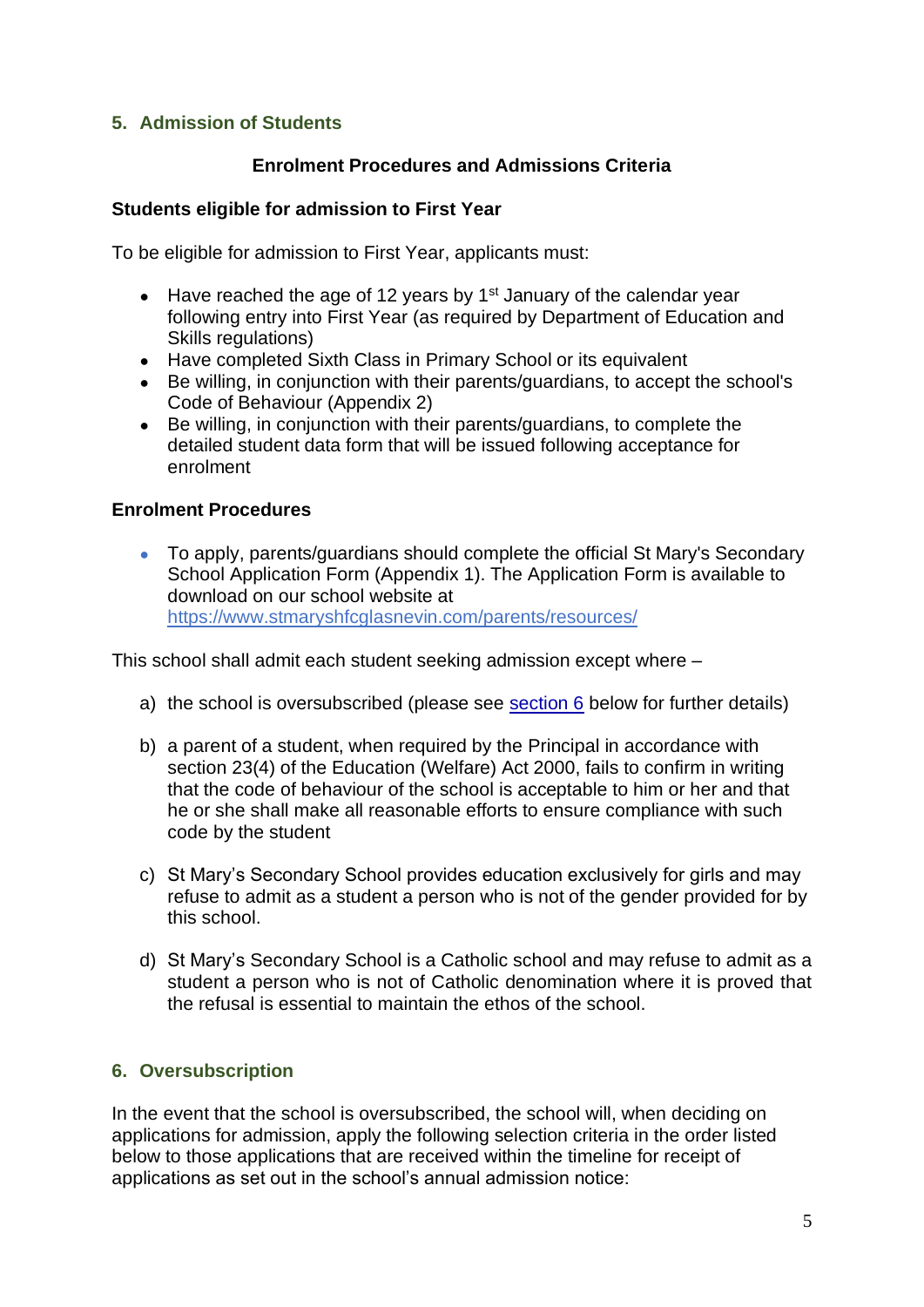## 5. Admission of Students

**Enrolment Procedures and Admissions Criteria**

**Students eligible for admission to First Year**

To be eligible for admission to First Year, applicants must:

- Have reached the age of 12 years by 1st January of the calendar year following entry into First Year (as required by Department of Education and Skills regulations)
- Have completed Sixth Class in Primary School or its equivalent
- Be willing, in conjunction with their parents/guardians, to accept the school's Code of Behaviour (Appendix 2)
- Be willing, in conjunction with their parents/guardians, to complete the detailed student data form that will be issued following acceptance for enrolment

**Enrolment Procedures**

- To apply, parents/guardians should complete the official St Mary's Secondary School Application Form (Appendix 1). The Application Form is available to download on our school website at https://www.stmaryshfcglasnevin.com/parents/resources/

This school shall admit each student seeking admission except where –

a) the school is oversubscribed (please see section 6 below for further details)

b) a parent of a student, when required by the Principal in accordance with section 23(4) of the Education (Welfare) Act 2000, fails to confirm in writing that the code of behaviour of the school is acceptable to him or her and that he or she shall make all reasonable efforts to ensure compliance with such code by the student

c) St Mary's Secondary School provides education exclusively for girls and may refuse to admit as a student a person who is not of the gender provided for by this school.

d) St Mary's Secondary School is a Catholic school and may refuse to admit as a student a person who is not of Catholic denomination where it is proved that the refusal is essential to maintain the ethos of the school.

## 6. Oversubscription

In the event that the school is oversubscribed, the school will, when deciding on applications for admission, apply the following selection criteria in the order listed below to those applications that are received within the timeline for receipt of applications as set out in the school's annual admission notice: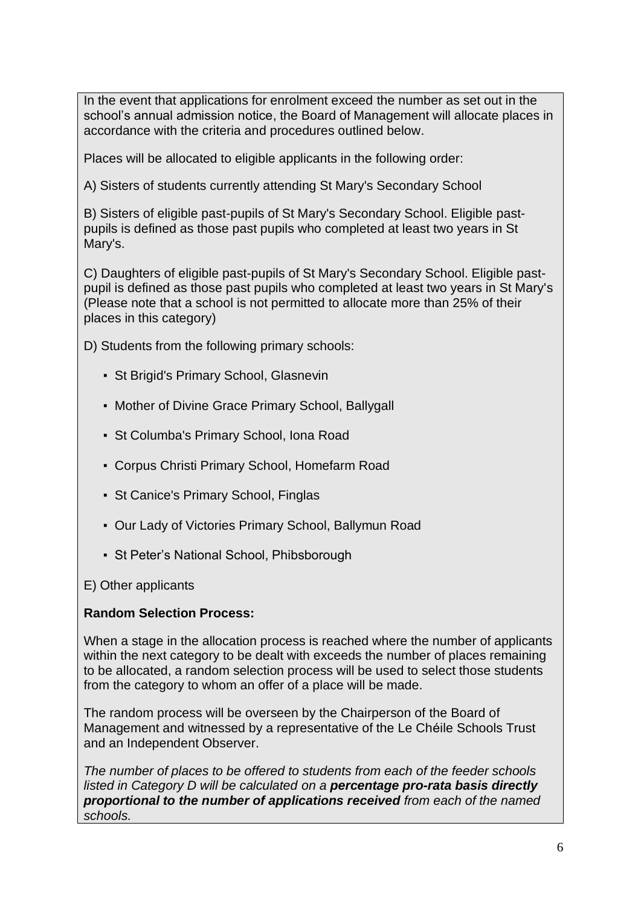In the event that applications for enrolment exceed the number as set out in the school's annual admission notice, the Board of Management will allocate places in accordance with the criteria and procedures outlined below.

Places will be allocated to eligible applicants in the following order:

A) Sisters of students currently attending St Mary's Secondary School

B) Sisters of eligible past-pupils of St Mary's Secondary School. Eligible past-pupils is defined as those past pupils who completed at least two years in St Mary's.

C) Daughters of eligible past-pupils of St Mary's Secondary School. Eligible past-pupil is defined as those past pupils who completed at least two years in St Mary's (Please note that a school is not permitted to allocate more than 25% of their places in this category)

D) Students from the following primary schools:

- St Brigid's Primary School, Glasnevin
- Mother of Divine Grace Primary School, Ballygall
- St Columba's Primary School, Iona Road
- Corpus Christi Primary School, Homefarm Road
- St Canice's Primary School, Finglas
- Our Lady of Victories Primary School, Ballymun Road
- St Peter's National School, Phibsborough

E) Other applicants

**Random Selection Process:**

When a stage in the allocation process is reached where the number of applicants within the next category to be dealt with exceeds the number of places remaining to be allocated, a random selection process will be used to select those students from the category to whom an offer of a place will be made.

The random process will be overseen by the Chairperson of the Board of Management and witnessed by a representative of the Le Chéile Schools Trust and an Independent Observer.

*The number of places to be offered to students from each of the feeder schools listed in Category D will be calculated on a **percentage pro-rata basis directly proportional to the number of applications received** from each of the named schools.*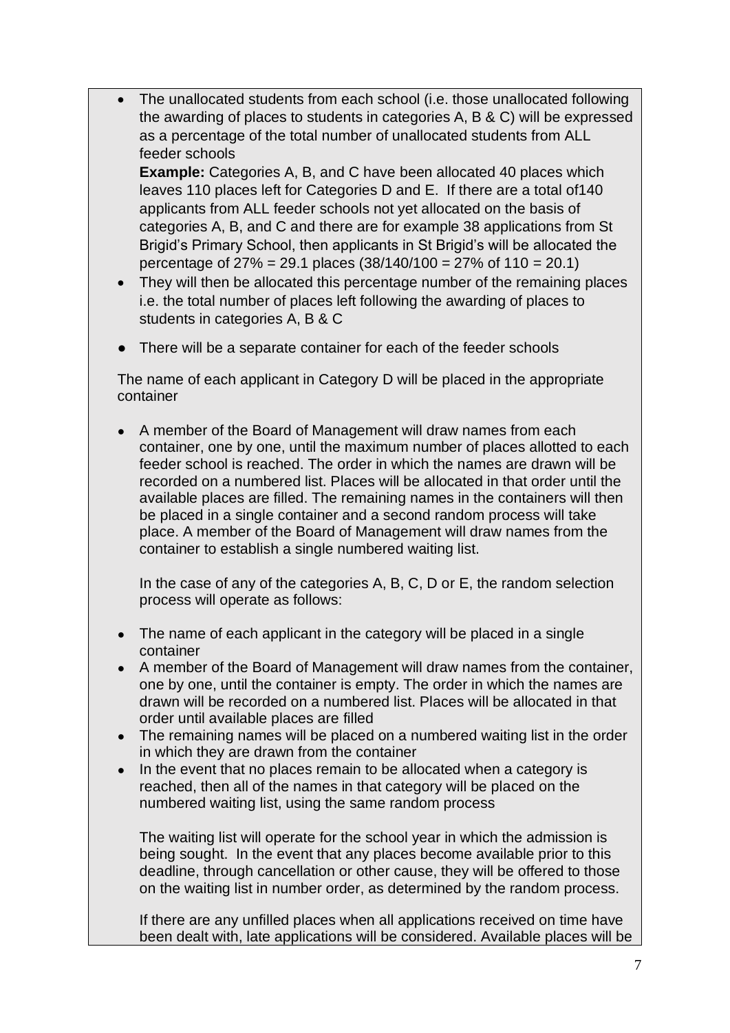- The unallocated students from each school (i.e. those unallocated following the awarding of places to students in categories A, B & C) will be expressed as a percentage of the total number of unallocated students from ALL feeder schools

  **Example:** Categories A, B, and C have been allocated 40 places which leaves 110 places left for Categories D and E. If there are a total of140 applicants from ALL feeder schools not yet allocated on the basis of categories A, B, and C and there are for example 38 applications from St Brigid's Primary School, then applicants in St Brigid's will be allocated the percentage of 27% = 29.1 places (38/140/100 = 27% of 110 = 20.1)
- They will then be allocated this percentage number of the remaining places i.e. the total number of places left following the awarding of places to students in categories A, B & C

- There will be a separate container for each of the feeder schools

The name of each applicant in Category D will be placed in the appropriate container

- A member of the Board of Management will draw names from each container, one by one, until the maximum number of places allotted to each feeder school is reached. The order in which the names are drawn will be recorded on a numbered list. Places will be allocated in that order until the available places are filled. The remaining names in the containers will then be placed in a single container and a second random process will take place. A member of the Board of Management will draw names from the container to establish a single numbered waiting list.

  In the case of any of the categories A, B, C, D or E, the random selection process will operate as follows:

- The name of each applicant in the category will be placed in a single container
- A member of the Board of Management will draw names from the container, one by one, until the container is empty. The order in which the names are drawn will be recorded on a numbered list. Places will be allocated in that order until available places are filled
- The remaining names will be placed on a numbered waiting list in the order in which they are drawn from the container
- In the event that no places remain to be allocated when a category is reached, then all of the names in that category will be placed on the numbered waiting list, using the same random process

  The waiting list will operate for the school year in which the admission is being sought. In the event that any places become available prior to this deadline, through cancellation or other cause, they will be offered to those on the waiting list in number order, as determined by the random process.

  If there are any unfilled places when all applications received on time have been dealt with, late applications will be considered. Available places will be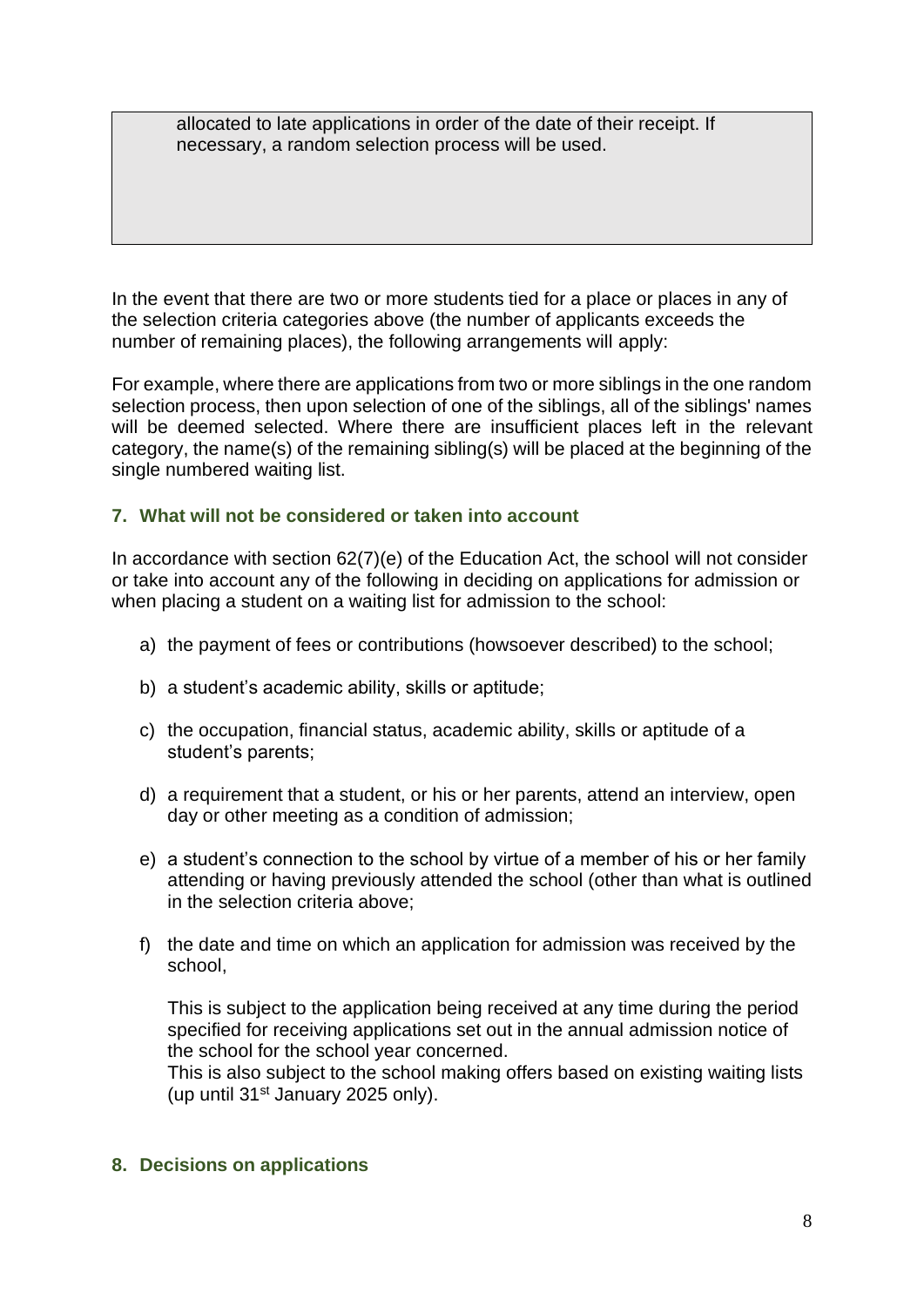allocated to late applications in order of the date of their receipt. If necessary, a random selection process will be used.

In the event that there are two or more students tied for a place or places in any of the selection criteria categories above (the number of applicants exceeds the number of remaining places), the following arrangements will apply:

For example, where there are applications from two or more siblings in the one random selection process, then upon selection of one of the siblings, all of the siblings' names will be deemed selected. Where there are insufficient places left in the relevant category, the name(s) of the remaining sibling(s) will be placed at the beginning of the single numbered waiting list.

## 7. What will not be considered or taken into account

In accordance with section 62(7)(e) of the Education Act, the school will not consider or take into account any of the following in deciding on applications for admission or when placing a student on a waiting list for admission to the school:

a) the payment of fees or contributions (howsoever described) to the school;

b) a student's academic ability, skills or aptitude;

c) the occupation, financial status, academic ability, skills or aptitude of a student's parents;

d) a requirement that a student, or his or her parents, attend an interview, open day or other meeting as a condition of admission;

e) a student's connection to the school by virtue of a member of his or her family attending or having previously attended the school (other than what is outlined in the selection criteria above;

f) the date and time on which an application for admission was received by the school,

   This is subject to the application being received at any time during the period specified for receiving applications set out in the annual admission notice of the school for the school year concerned.
   This is also subject to the school making offers based on existing waiting lists (up until 31st January 2025 only).

## 8. Decisions on applications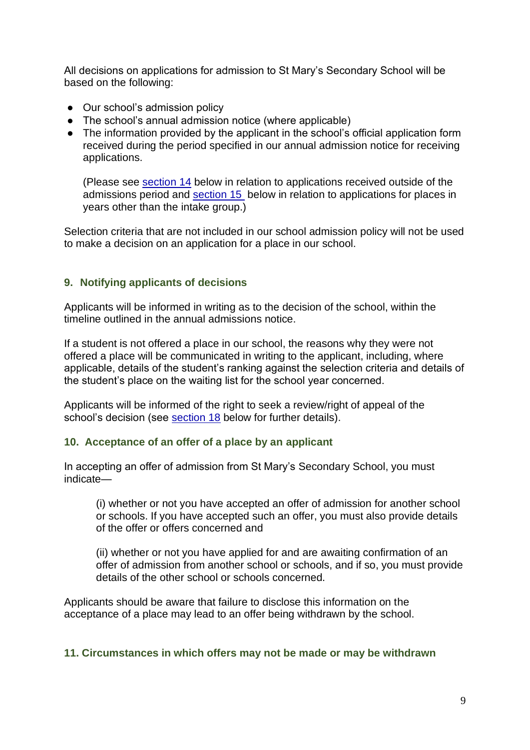All decisions on applications for admission to St Mary's Secondary School will be based on the following:

- Our school's admission policy
- The school's annual admission notice (where applicable)
- The information provided by the applicant in the school's official application form received during the period specified in our annual admission notice for receiving applications.

  (Please see section 14 below in relation to applications received outside of the admissions period and section 15 below in relation to applications for places in years other than the intake group.)

Selection criteria that are not included in our school admission policy will not be used to make a decision on an application for a place in our school.

## 9. Notifying applicants of decisions

Applicants will be informed in writing as to the decision of the school, within the timeline outlined in the annual admissions notice.

If a student is not offered a place in our school, the reasons why they were not offered a place will be communicated in writing to the applicant, including, where applicable, details of the student's ranking against the selection criteria and details of the student's place on the waiting list for the school year concerned.

Applicants will be informed of the right to seek a review/right of appeal of the school's decision (see section 18 below for further details).

## 10. Acceptance of an offer of a place by an applicant

In accepting an offer of admission from St Mary's Secondary School, you must indicate—

> (i) whether or not you have accepted an offer of admission for another school or schools. If you have accepted such an offer, you must also provide details of the offer or offers concerned and
>
> (ii) whether or not you have applied for and are awaiting confirmation of an offer of admission from another school or schools, and if so, you must provide details of the other school or schools concerned.

Applicants should be aware that failure to disclose this information on the acceptance of a place may lead to an offer being withdrawn by the school.

## 11. Circumstances in which offers may not be made or may be withdrawn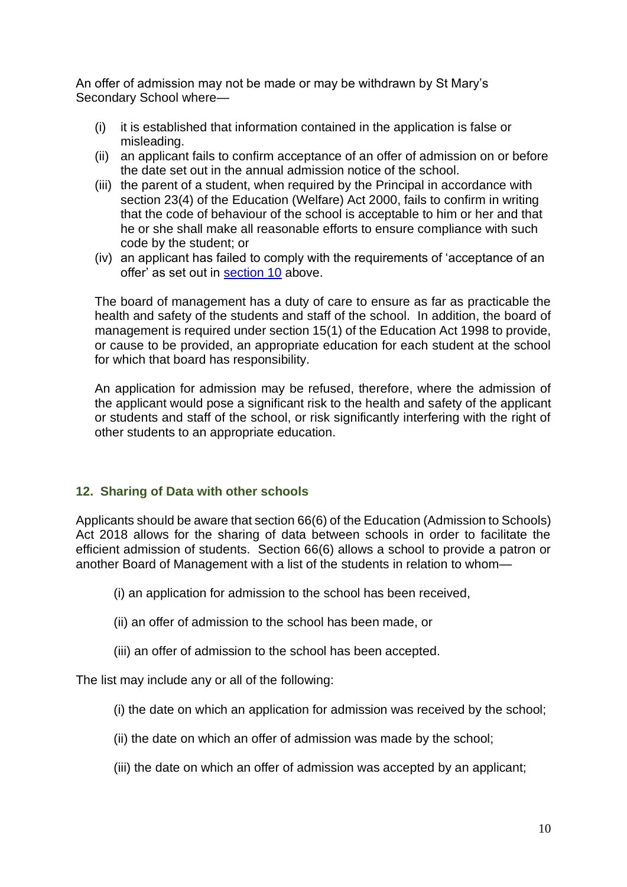An offer of admission may not be made or may be withdrawn by St Mary's Secondary School where—

- (i) it is established that information contained in the application is false or misleading.
- (ii) an applicant fails to confirm acceptance of an offer of admission on or before the date set out in the annual admission notice of the school.
- (iii) the parent of a student, when required by the Principal in accordance with section 23(4) of the Education (Welfare) Act 2000, fails to confirm in writing that the code of behaviour of the school is acceptable to him or her and that he or she shall make all reasonable efforts to ensure compliance with such code by the student; or
- (iv) an applicant has failed to comply with the requirements of 'acceptance of an offer' as set out in [section 10](#) above.

The board of management has a duty of care to ensure as far as practicable the health and safety of the students and staff of the school. In addition, the board of management is required under section 15(1) of the Education Act 1998 to provide, or cause to be provided, an appropriate education for each student at the school for which that board has responsibility.

An application for admission may be refused, therefore, where the admission of the applicant would pose a significant risk to the health and safety of the applicant or students and staff of the school, or risk significantly interfering with the right of other students to an appropriate education.

## 12. Sharing of Data with other schools

Applicants should be aware that section 66(6) of the Education (Admission to Schools) Act 2018 allows for the sharing of data between schools in order to facilitate the efficient admission of students. Section 66(6) allows a school to provide a patron or another Board of Management with a list of the students in relation to whom—

(i) an application for admission to the school has been received,

(ii) an offer of admission to the school has been made, or

(iii) an offer of admission to the school has been accepted.

The list may include any or all of the following:

(i) the date on which an application for admission was received by the school;

(ii) the date on which an offer of admission was made by the school;

(iii) the date on which an offer of admission was accepted by an applicant;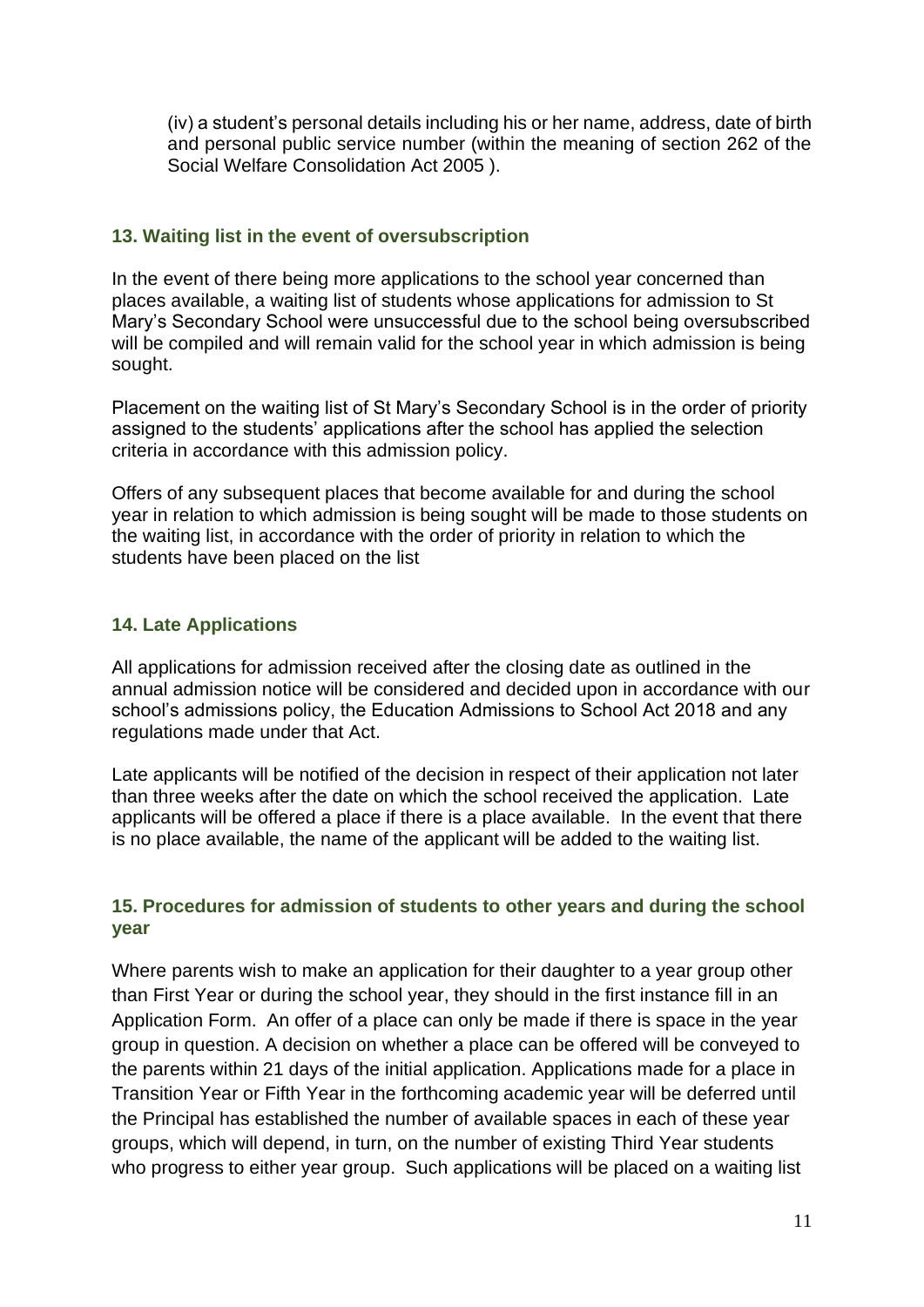(iv) a student's personal details including his or her name, address, date of birth and personal public service number (within the meaning of section 262 of the Social Welfare Consolidation Act 2005 ).

### 13. Waiting list in the event of oversubscription

In the event of there being more applications to the school year concerned than places available, a waiting list of students whose applications for admission to St Mary's Secondary School were unsuccessful due to the school being oversubscribed will be compiled and will remain valid for the school year in which admission is being sought.

Placement on the waiting list of St Mary's Secondary School is in the order of priority assigned to the students' applications after the school has applied the selection criteria in accordance with this admission policy.

Offers of any subsequent places that become available for and during the school year in relation to which admission is being sought will be made to those students on the waiting list, in accordance with the order of priority in relation to which the students have been placed on the list

### 14. Late Applications

All applications for admission received after the closing date as outlined in the annual admission notice will be considered and decided upon in accordance with our school's admissions policy, the Education Admissions to School Act 2018 and any regulations made under that Act.

Late applicants will be notified of the decision in respect of their application not later than three weeks after the date on which the school received the application. Late applicants will be offered a place if there is a place available. In the event that there is no place available, the name of the applicant will be added to the waiting list.

### 15. Procedures for admission of students to other years and during the school year

Where parents wish to make an application for their daughter to a year group other than First Year or during the school year, they should in the first instance fill in an Application Form. An offer of a place can only be made if there is space in the year group in question. A decision on whether a place can be offered will be conveyed to the parents within 21 days of the initial application. Applications made for a place in Transition Year or Fifth Year in the forthcoming academic year will be deferred until the Principal has established the number of available spaces in each of these year groups, which will depend, in turn, on the number of existing Third Year students who progress to either year group. Such applications will be placed on a waiting list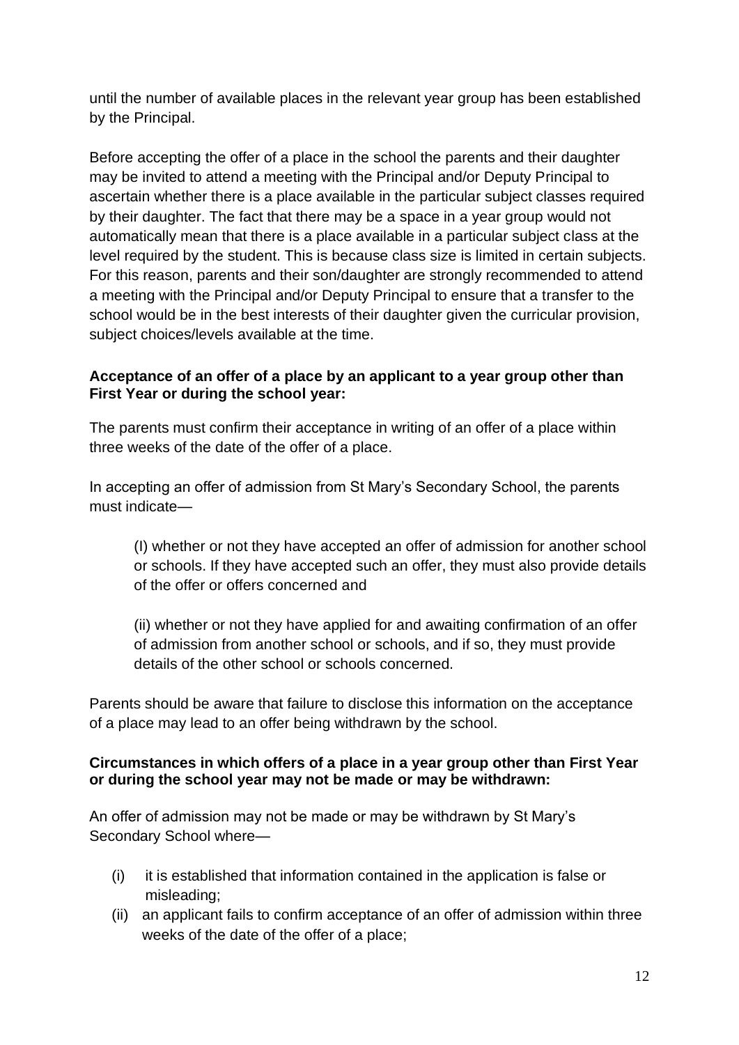until the number of available places in the relevant year group has been established by the Principal.

Before accepting the offer of a place in the school the parents and their daughter may be invited to attend a meeting with the Principal and/or Deputy Principal to ascertain whether there is a place available in the particular subject classes required by their daughter. The fact that there may be a space in a year group would not automatically mean that there is a place available in a particular subject class at the level required by the student. This is because class size is limited in certain subjects. For this reason, parents and their son/daughter are strongly recommended to attend a meeting with the Principal and/or Deputy Principal to ensure that a transfer to the school would be in the best interests of their daughter given the curricular provision, subject choices/levels available at the time.

**Acceptance of an offer of a place by an applicant to a year group other than First Year or during the school year:**

The parents must confirm their acceptance in writing of an offer of a place within three weeks of the date of the offer of a place.

In accepting an offer of admission from St Mary's Secondary School, the parents must indicate—

> (I) whether or not they have accepted an offer of admission for another school or schools. If they have accepted such an offer, they must also provide details of the offer or offers concerned and
>
> (ii) whether or not they have applied for and awaiting confirmation of an offer of admission from another school or schools, and if so, they must provide details of the other school or schools concerned.

Parents should be aware that failure to disclose this information on the acceptance of a place may lead to an offer being withdrawn by the school.

**Circumstances in which offers of a place in a year group other than First Year or during the school year may not be made or may be withdrawn:**

An offer of admission may not be made or may be withdrawn by St Mary's Secondary School where—

(i) it is established that information contained in the application is false or misleading;
(ii) an applicant fails to confirm acceptance of an offer of admission within three weeks of the date of the offer of a place;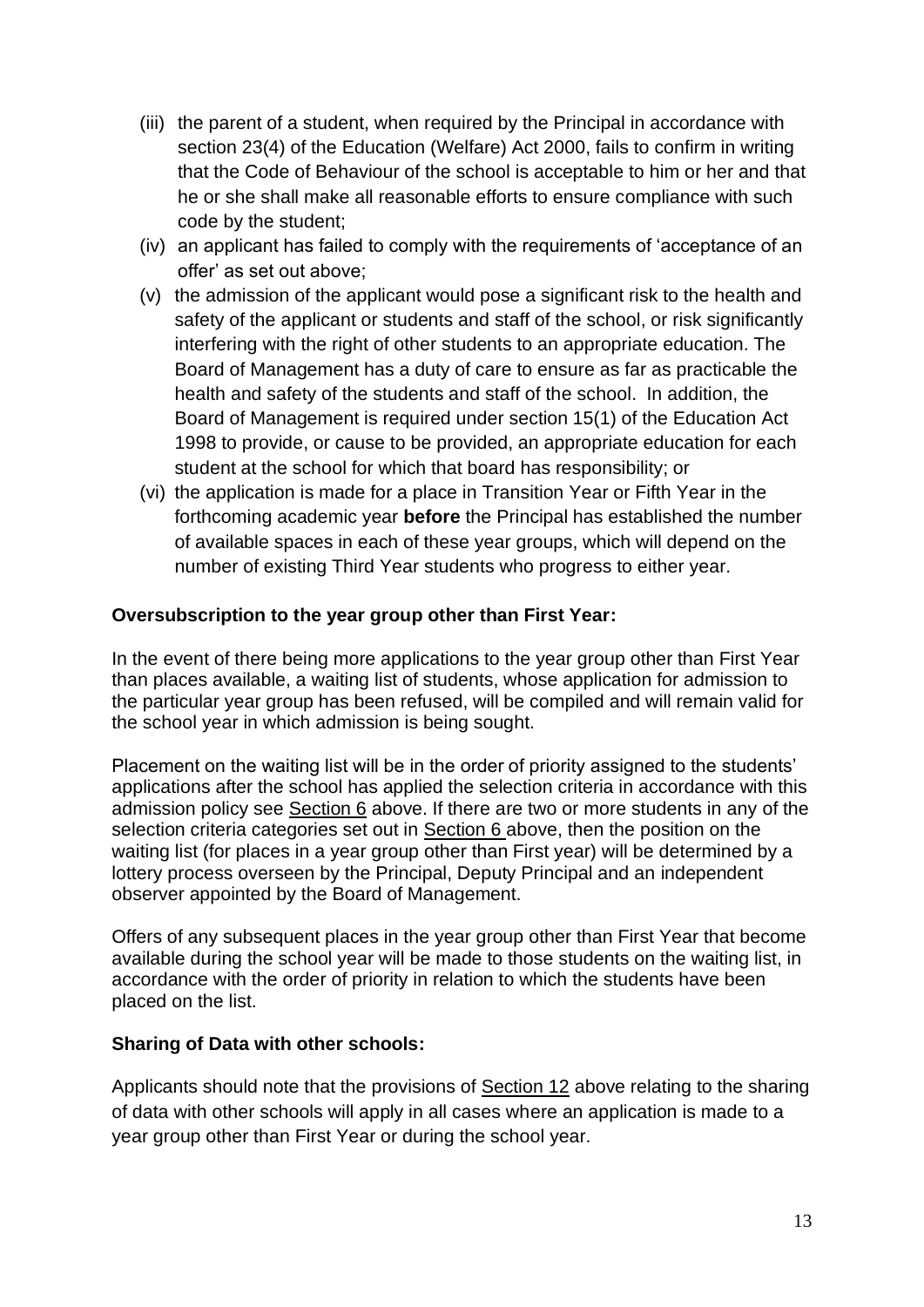(iii) the parent of a student, when required by the Principal in accordance with section 23(4) of the Education (Welfare) Act 2000, fails to confirm in writing that the Code of Behaviour of the school is acceptable to him or her and that he or she shall make all reasonable efforts to ensure compliance with such code by the student;

(iv) an applicant has failed to comply with the requirements of 'acceptance of an offer' as set out above;

(v) the admission of the applicant would pose a significant risk to the health and safety of the applicant or students and staff of the school, or risk significantly interfering with the right of other students to an appropriate education. The Board of Management has a duty of care to ensure as far as practicable the health and safety of the students and staff of the school. In addition, the Board of Management is required under section 15(1) of the Education Act 1998 to provide, or cause to be provided, an appropriate education for each student at the school for which that board has responsibility; or

(vi) the application is made for a place in Transition Year or Fifth Year in the forthcoming academic year **before** the Principal has established the number of available spaces in each of these year groups, which will depend on the number of existing Third Year students who progress to either year.

**Oversubscription to the year group other than First Year:**

In the event of there being more applications to the year group other than First Year than places available, a waiting list of students, whose application for admission to the particular year group has been refused, will be compiled and will remain valid for the school year in which admission is being sought.

Placement on the waiting list will be in the order of priority assigned to the students' applications after the school has applied the selection criteria in accordance with this admission policy see Section 6 above. If there are two or more students in any of the selection criteria categories set out in Section 6 above, then the position on the waiting list (for places in a year group other than First year) will be determined by a lottery process overseen by the Principal, Deputy Principal and an independent observer appointed by the Board of Management.

Offers of any subsequent places in the year group other than First Year that become available during the school year will be made to those students on the waiting list, in accordance with the order of priority in relation to which the students have been placed on the list.

**Sharing of Data with other schools:**

Applicants should note that the provisions of Section 12 above relating to the sharing of data with other schools will apply in all cases where an application is made to a year group other than First Year or during the school year.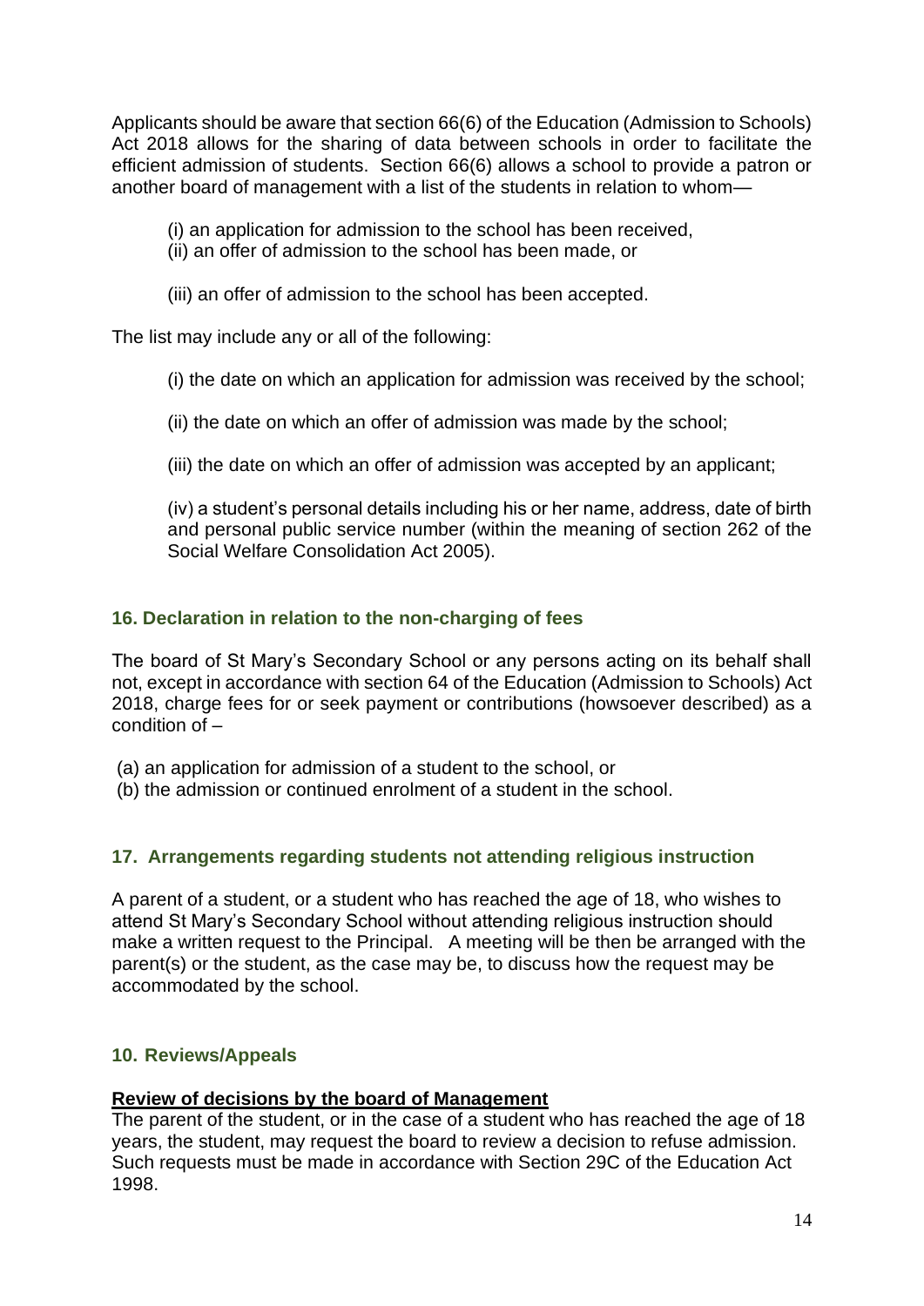Applicants should be aware that section 66(6) of the Education (Admission to Schools) Act 2018 allows for the sharing of data between schools in order to facilitate the efficient admission of students. Section 66(6) allows a school to provide a patron or another board of management with a list of the students in relation to whom—

(i) an application for admission to the school has been received,
(ii) an offer of admission to the school has been made, or

(iii) an offer of admission to the school has been accepted.

The list may include any or all of the following:

(i) the date on which an application for admission was received by the school;

(ii) the date on which an offer of admission was made by the school;

(iii) the date on which an offer of admission was accepted by an applicant;

(iv) a student's personal details including his or her name, address, date of birth and personal public service number (within the meaning of section 262 of the Social Welfare Consolidation Act 2005).

## 16. Declaration in relation to the non-charging of fees

The board of St Mary's Secondary School or any persons acting on its behalf shall not, except in accordance with section 64 of the Education (Admission to Schools) Act 2018, charge fees for or seek payment or contributions (howsoever described) as a condition of –

(a) an application for admission of a student to the school, or
(b) the admission or continued enrolment of a student in the school.

## 17. Arrangements regarding students not attending religious instruction

A parent of a student, or a student who has reached the age of 18, who wishes to attend St Mary's Secondary School without attending religious instruction should make a written request to the Principal. A meeting will be then be arranged with the parent(s) or the student, as the case may be, to discuss how the request may be accommodated by the school.

## 10. Reviews/Appeals

**Review of decisions by the board of Management**

The parent of the student, or in the case of a student who has reached the age of 18 years, the student, may request the board to review a decision to refuse admission. Such requests must be made in accordance with Section 29C of the Education Act 1998.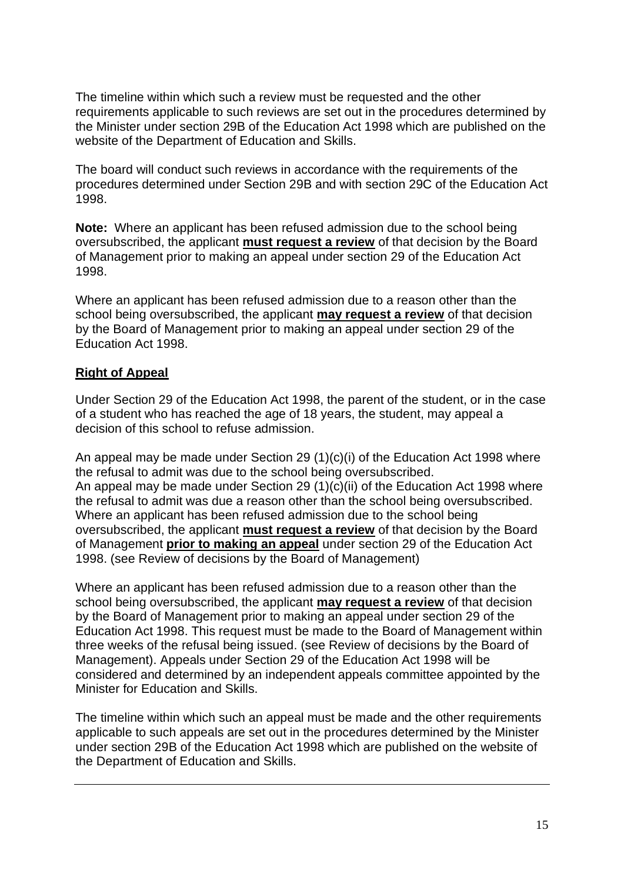The timeline within which such a review must be requested and the other requirements applicable to such reviews are set out in the procedures determined by the Minister under section 29B of the Education Act 1998 which are published on the website of the Department of Education and Skills.

The board will conduct such reviews in accordance with the requirements of the procedures determined under Section 29B and with section 29C of the Education Act 1998.

**Note:** Where an applicant has been refused admission due to the school being oversubscribed, the applicant **<u>must request a review</u>** of that decision by the Board of Management prior to making an appeal under section 29 of the Education Act 1998.

Where an applicant has been refused admission due to a reason other than the school being oversubscribed, the applicant **<u>may request a review</u>** of that decision by the Board of Management prior to making an appeal under section 29 of the Education Act 1998.

## <u>Right of Appeal</u>

Under Section 29 of the Education Act 1998, the parent of the student, or in the case of a student who has reached the age of 18 years, the student, may appeal a decision of this school to refuse admission.

An appeal may be made under Section 29 (1)(c)(i) of the Education Act 1998 where the refusal to admit was due to the school being oversubscribed.
An appeal may be made under Section 29 (1)(c)(ii) of the Education Act 1998 where the refusal to admit was due a reason other than the school being oversubscribed.
Where an applicant has been refused admission due to the school being oversubscribed, the applicant **<u>must request a review</u>** of that decision by the Board of Management **<u>prior to making an appeal</u>** under section 29 of the Education Act 1998. (see Review of decisions by the Board of Management)

Where an applicant has been refused admission due to a reason other than the school being oversubscribed, the applicant **<u>may request a review</u>** of that decision by the Board of Management prior to making an appeal under section 29 of the Education Act 1998. This request must be made to the Board of Management within three weeks of the refusal being issued. (see Review of decisions by the Board of Management). Appeals under Section 29 of the Education Act 1998 will be considered and determined by an independent appeals committee appointed by the Minister for Education and Skills.

The timeline within which such an appeal must be made and the other requirements applicable to such appeals are set out in the procedures determined by the Minister under section 29B of the Education Act 1998 which are published on the website of the Department of Education and Skills.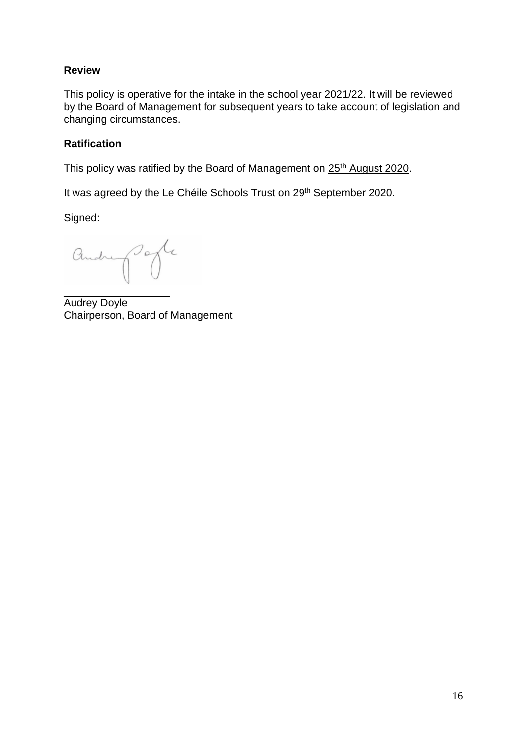**Review**

This policy is operative for the intake in the school year 2021/22. It will be reviewed by the Board of Management for subsequent years to take account of legislation and changing circumstances.

**Ratification**

This policy was ratified by the Board of Management on 25th August 2020.

It was agreed by the Le Chéile Schools Trust on 29th September 2020.

Signed:

\_\_\_\_\_\_\_\_\_\_\_\_\_\_\_\_\_\_

Audrey Doyle
Chairperson, Board of Management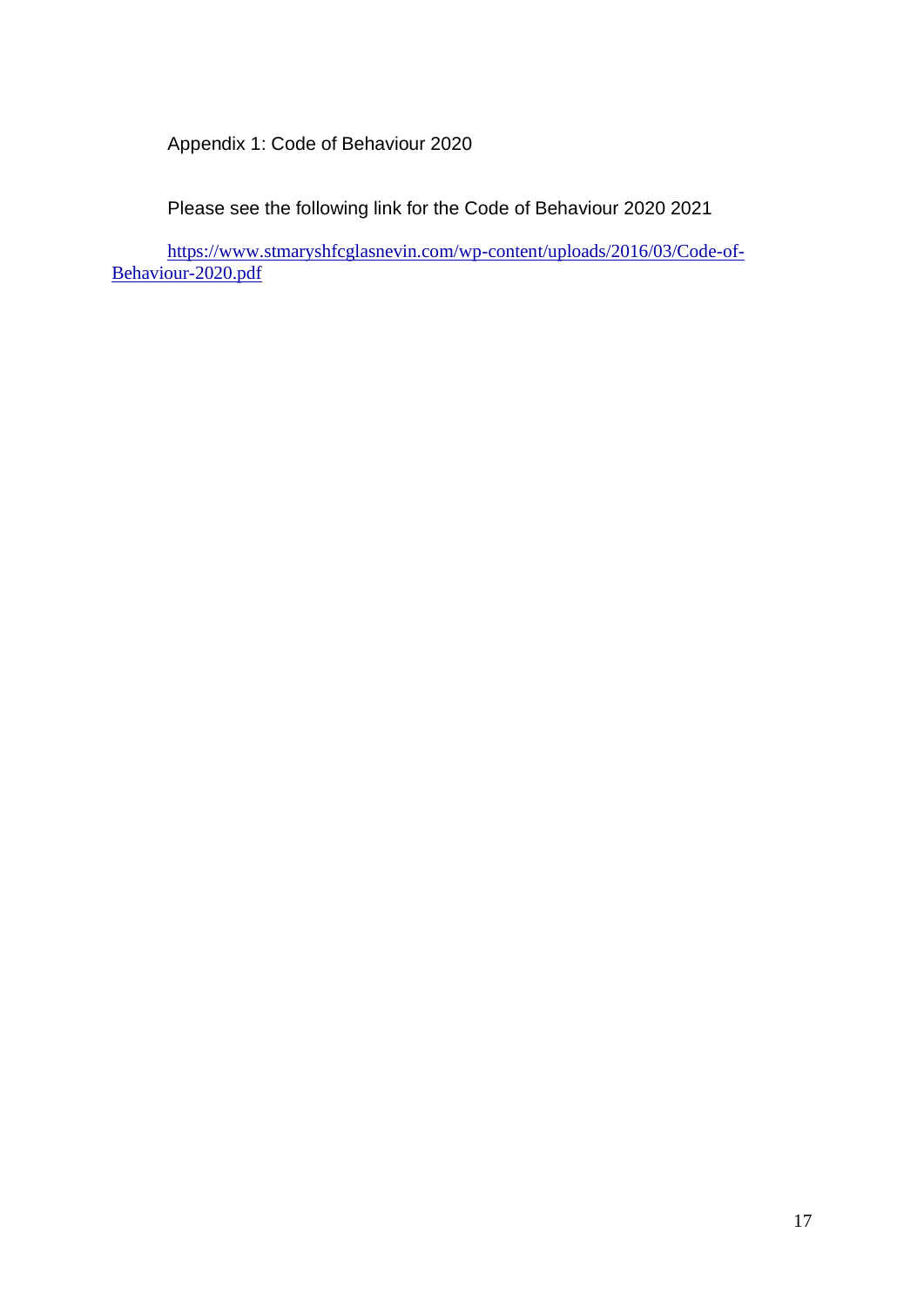Appendix 1: Code of Behaviour 2020

Please see the following link for the Code of Behaviour 2020 2021

https://www.stmaryshfcglasnevin.com/wp-content/uploads/2016/03/Code-of-Behaviour-2020.pdf